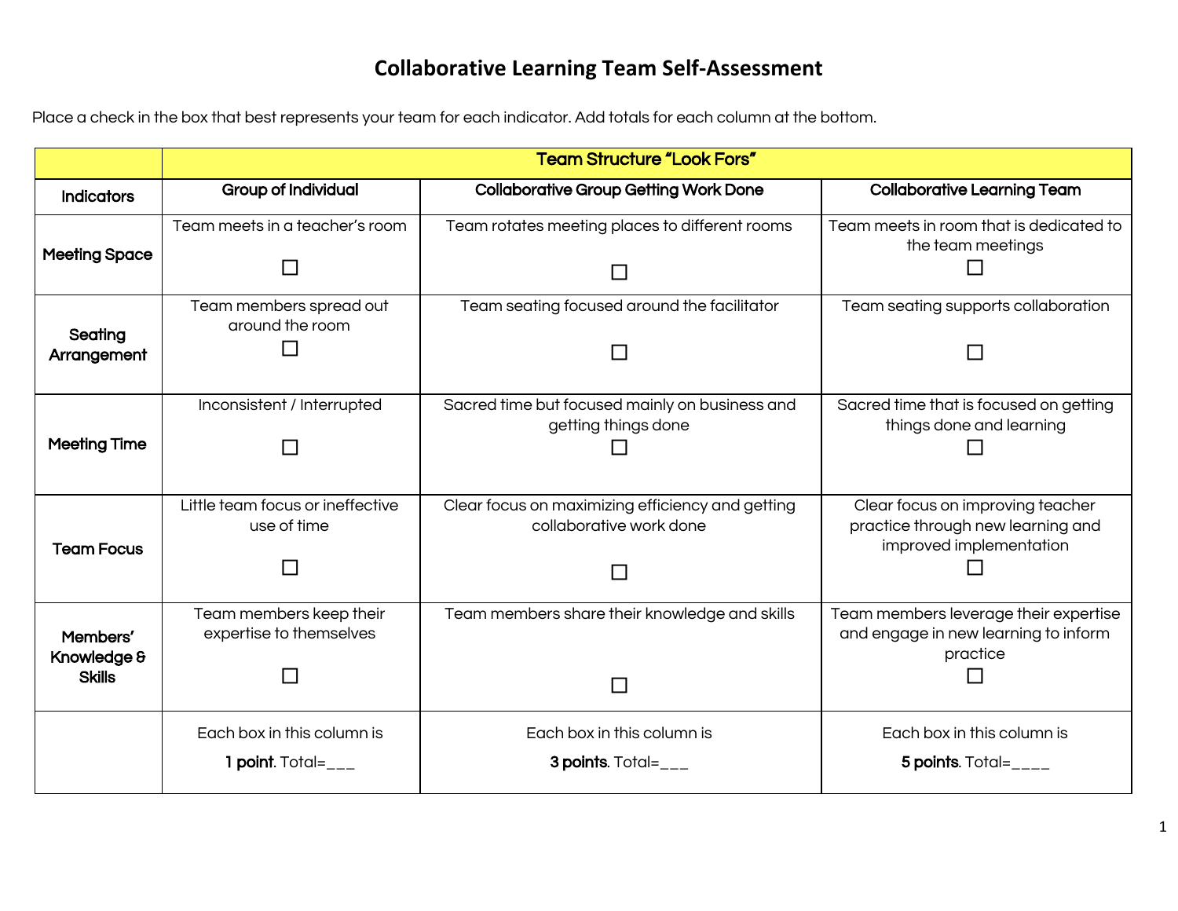# Collaborative Learning Team Self-Assessment

Place a check in the box that best represents your team for each indicator. Add totals for each column at the bottom.

| | Team Structure "Look Fors" | | |
|---|---|---|---|
| **Indicators** | **Group of Individual** | **Collaborative Group Getting Work Done** | **Collaborative Learning Team** |
| **Meeting Space** | Team meets in a teacher's room ☐ | Team rotates meeting places to different rooms ☐ | Team meets in room that is dedicated to the team meetings ☐ |
| **Seating Arrangement** | Team members spread out around the room ☐ | Team seating focused around the facilitator ☐ | Team seating supports collaboration ☐ |
| **Meeting Time** | Inconsistent / Interrupted ☐ | Sacred time but focused mainly on business and getting things done ☐ | Sacred time that is focused on getting things done and learning ☐ |
| **Team Focus** | Little team focus or ineffective use of time ☐ | Clear focus on maximizing efficiency and getting collaborative work done ☐ | Clear focus on improving teacher practice through new learning and improved implementation ☐ |
| **Members' Knowledge & Skills** | Team members keep their expertise to themselves ☐ | Team members share their knowledge and skills ☐ | Team members leverage their expertise and engage in new learning to inform practice ☐ |
| | Each box in this column is **1 point**. Total=___ | Each box in this column is **3 points**. Total=___ | Each box in this column is **5 points**. Total=____ |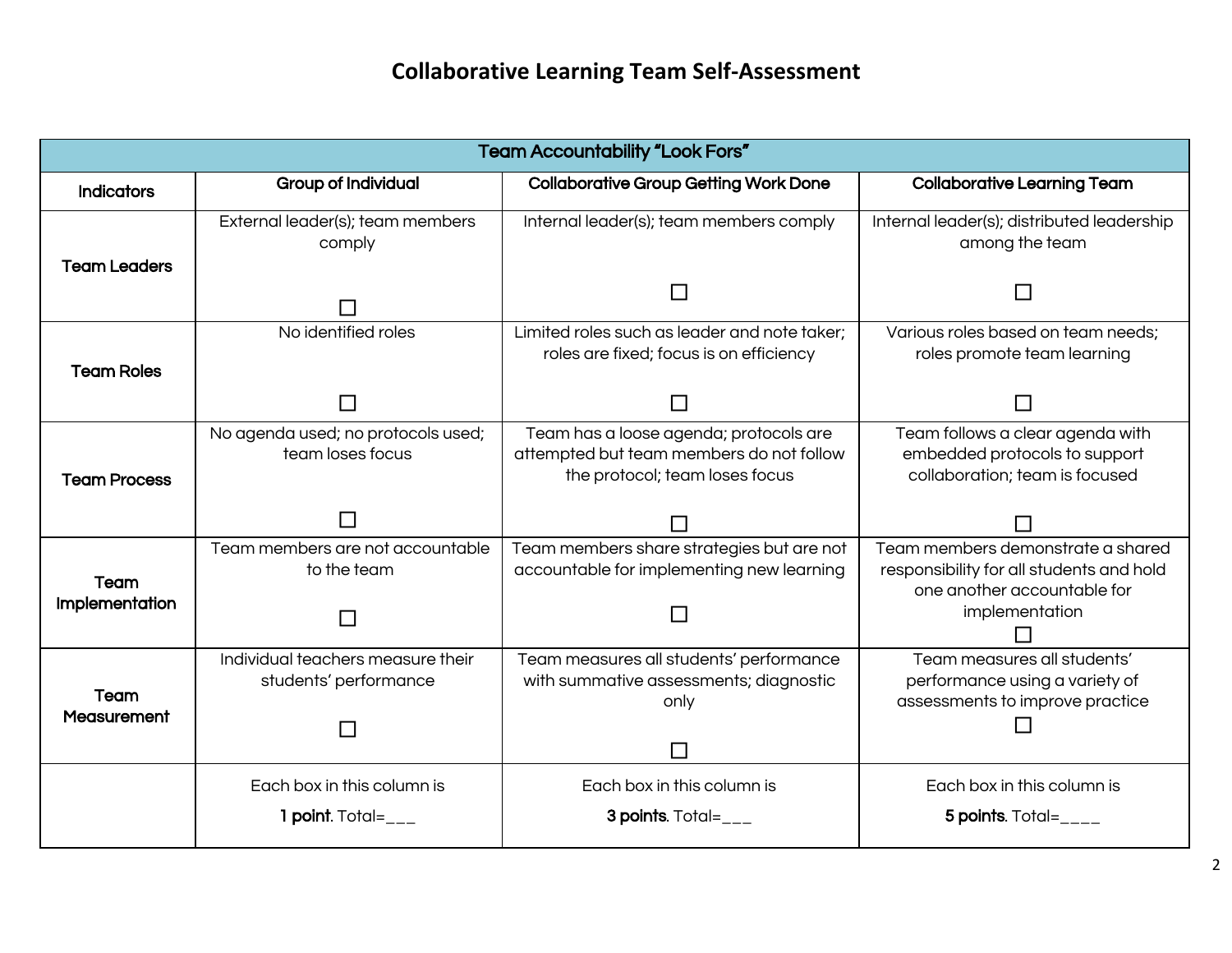# Collaborative Learning Team Self-Assessment

| Team Accountability "Look Fors" | | | |
|---|---|---|---|
| **Indicators** | **Group of Individual** | **Collaborative Group Getting Work Done** | **Collaborative Learning Team** |
| **Team Leaders** | External leader(s); team members comply ☐ | Internal leader(s); team members comply ☐ | Internal leader(s); distributed leadership among the team ☐ |
| **Team Roles** | No identified roles ☐ | Limited roles such as leader and note taker; roles are fixed; focus is on efficiency ☐ | Various roles based on team needs; roles promote team learning ☐ |
| **Team Process** | No agenda used; no protocols used; team loses focus ☐ | Team has a loose agenda; protocols are attempted but team members do not follow the protocol; team loses focus ☐ | Team follows a clear agenda with embedded protocols to support collaboration; team is focused ☐ |
| **Team Implementation** | Team members are not accountable to the team ☐ | Team members share strategies but are not accountable for implementing new learning ☐ | Team members demonstrate a shared responsibility for all students and hold one another accountable for implementation ☐ |
| **Team Measurement** | Individual teachers measure their students' performance ☐ | Team measures all students' performance with summative assessments; diagnostic only ☐ | Team measures all students' performance using a variety of assessments to improve practice ☐ |
| | Each box in this column is **1 point**. Total=___ | Each box in this column is **3 points**. Total=___ | Each box in this column is **5 points**. Total=____ |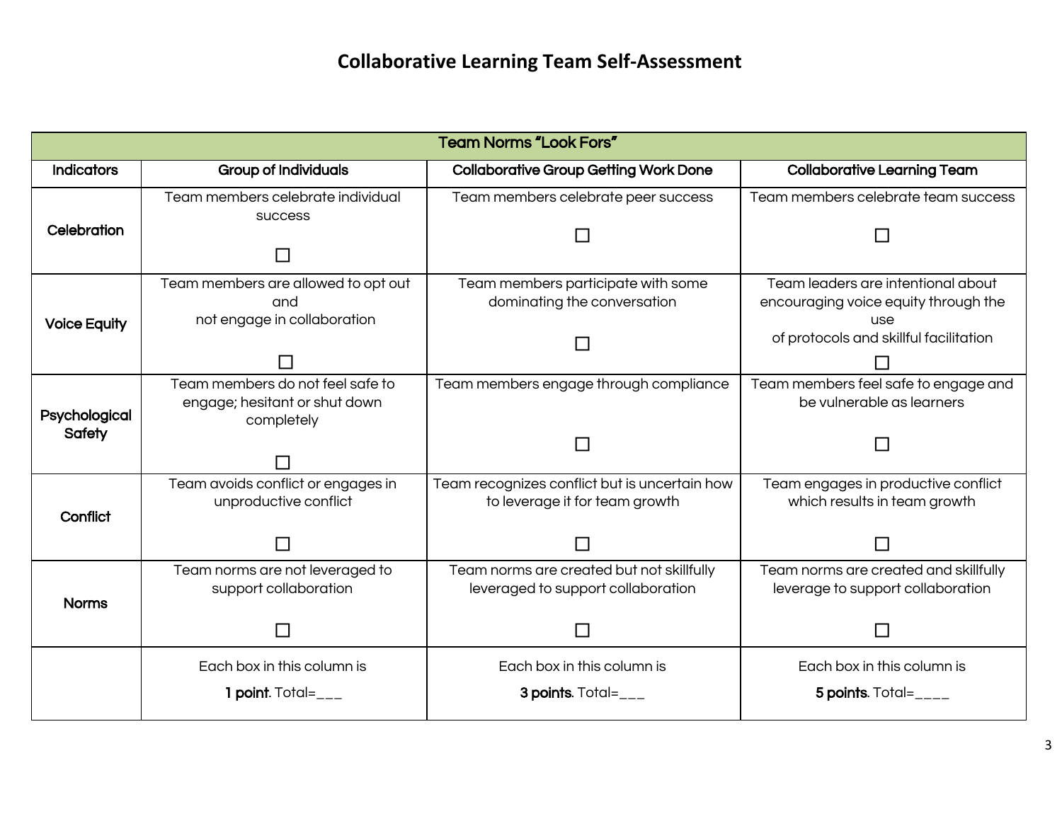# Collaborative Learning Team Self-Assessment

| Team Norms "Look Fors" | | | |
|---|---|---|---|
| **Indicators** | **Group of Individuals** | **Collaborative Group Getting Work Done** | **Collaborative Learning Team** |
| **Celebration** | Team members celebrate individual success ☐ | Team members celebrate peer success ☐ | Team members celebrate team success ☐ |
| **Voice Equity** | Team members are allowed to opt out and not engage in collaboration ☐ | Team members participate with some dominating the conversation ☐ | Team leaders are intentional about encouraging voice equity through the use of protocols and skillful facilitation ☐ |
| **Psychological Safety** | Team members do not feel safe to engage; hesitant or shut down completely ☐ | Team members engage through compliance ☐ | Team members feel safe to engage and be vulnerable as learners ☐ |
| **Conflict** | Team avoids conflict or engages in unproductive conflict ☐ | Team recognizes conflict but is uncertain how to leverage it for team growth ☐ | Team engages in productive conflict which results in team growth ☐ |
| **Norms** | Team norms are not leveraged to support collaboration ☐ | Team norms are created but not skillfully leveraged to support collaboration ☐ | Team norms are created and skillfully leverage to support collaboration ☐ |
| | Each box in this column is **1 point**. Total=___ | Each box in this column is **3 points**. Total=___ | Each box in this column is **5 points**. Total=____ |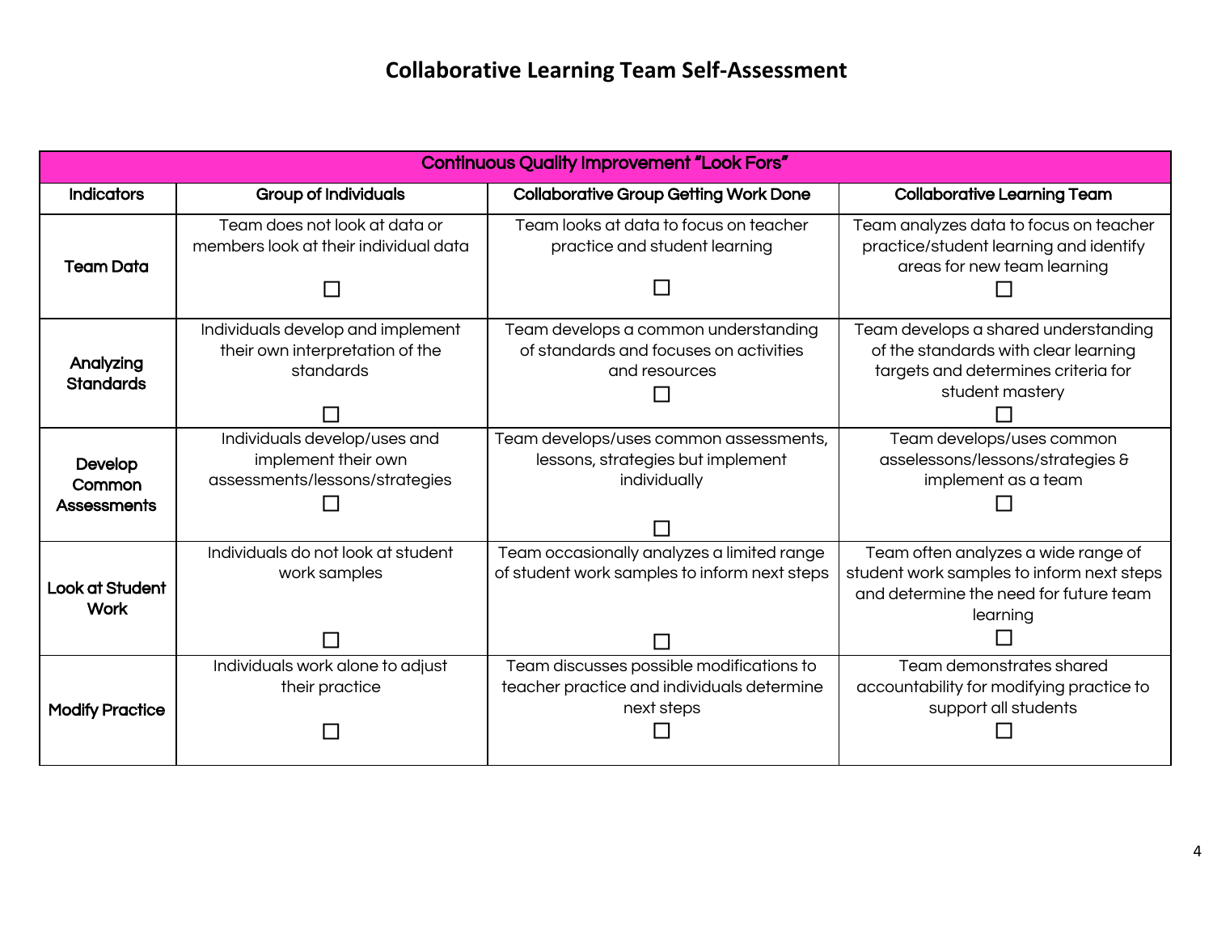# Collaborative Learning Team Self-Assessment

| Continuous Quality Improvement "Look Fors" | | | |
|---|---|---|---|
| **Indicators** | **Group of Individuals** | **Collaborative Group Getting Work Done** | **Collaborative Learning Team** |
| **Team Data** | Team does not look at data or members look at their individual data ☐ | Team looks at data to focus on teacher practice and student learning ☐ | Team analyzes data to focus on teacher practice/student learning and identify areas for new team learning ☐ |
| **Analyzing Standards** | Individuals develop and implement their own interpretation of the standards ☐ | Team develops a common understanding of standards and focuses on activities and resources ☐ | Team develops a shared understanding of the standards with clear learning targets and determines criteria for student mastery ☐ |
| **Develop Common Assessments** | Individuals develop/uses and implement their own assessments/lessons/strategies ☐ | Team develops/uses common assessments, lessons, strategies but implement individually ☐ | Team develops/uses common asselessons/lessons/strategies & implement as a team ☐ |
| **Look at Student Work** | Individuals do not look at student work samples ☐ | Team occasionally analyzes a limited range of student work samples to inform next steps ☐ | Team often analyzes a wide range of student work samples to inform next steps and determine the need for future team learning ☐ |
| **Modify Practice** | Individuals work alone to adjust their practice ☐ | Team discusses possible modifications to teacher practice and individuals determine next steps ☐ | Team demonstrates shared accountability for modifying practice to support all students ☐ |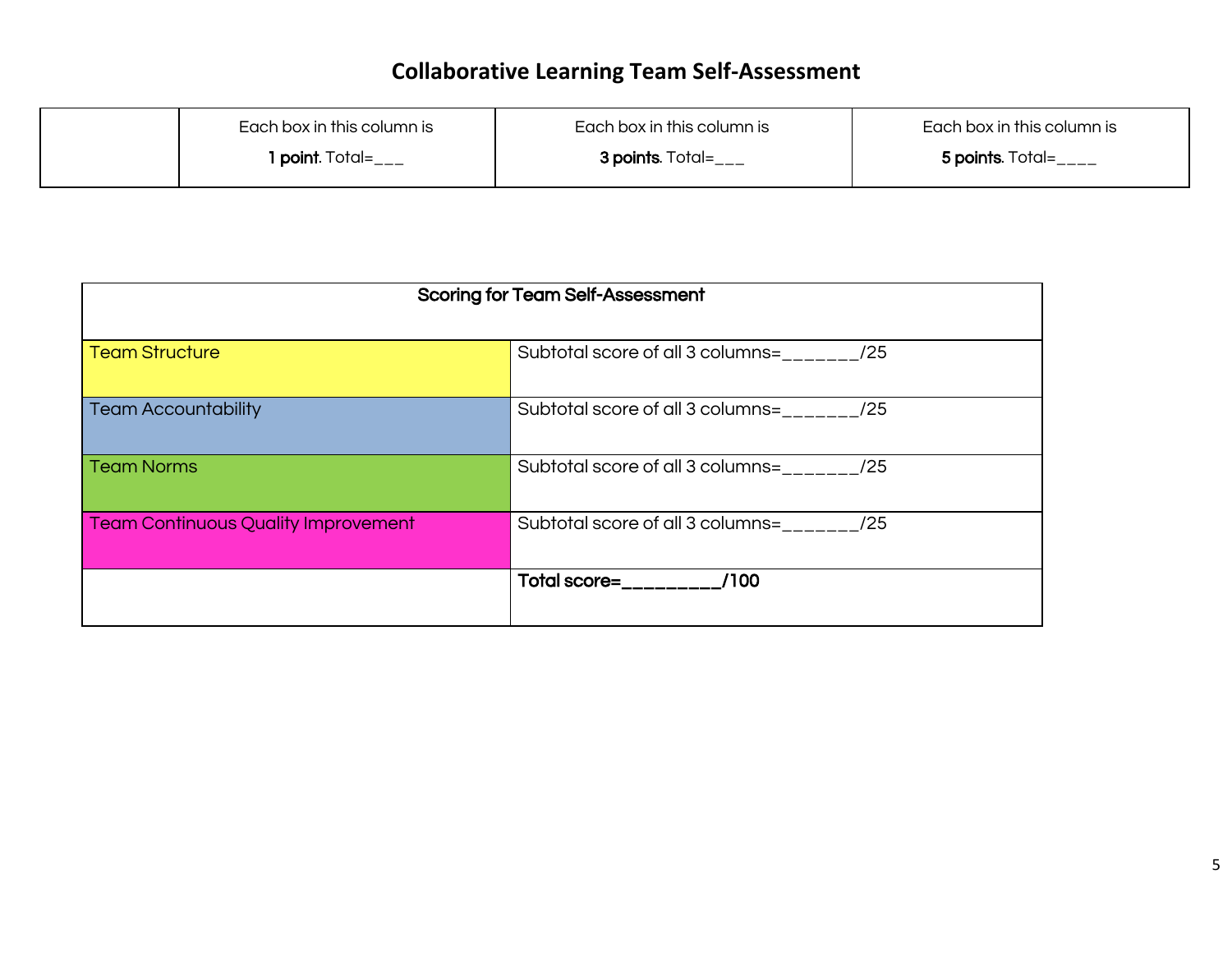## Collaborative Learning Team Self-Assessment

| | | | |
|---|---|---|---|
| | Each box in this column is **1 point**. Total=___ | Each box in this column is **3 points**. Total=___ | Each box in this column is **5 points**. Total=____ |

| **Scoring for Team Self-Assessment** | |
|---|---|
| Team Structure | Subtotal score of all 3 columns=_______/25 |
| Team Accountability | Subtotal score of all 3 columns=_______/25 |
| Team Norms | Subtotal score of all 3 columns=_______/25 |
| Team Continuous Quality Improvement | Subtotal score of all 3 columns=_______/25 |
| | **Total score=_________/100** |